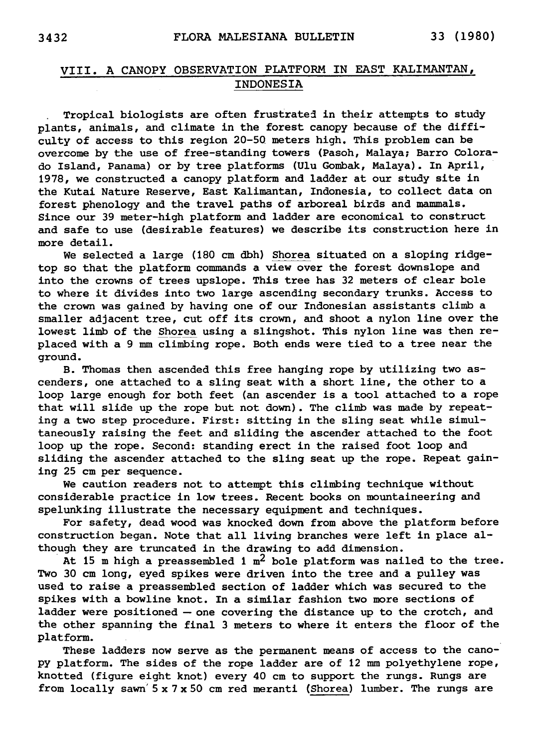## VIII. A CANOPY OBSERVATION PLATFORM IN EAST KALIMANTAN, INDONESIA

Tropical biologists are often frustrated in their attempts to study plants, animals, and climate in the forest canopy because of the difficulty of access to this region 20-50 meters high. This problem can be overcome by the use of free-standing towers (Pasoh, Malaya; Barro Colorado Island, Panama) or by tree platforms (Ulu Gombak, Malaya). In April, 1978, we constructed a canopy platform and ladder at our study site in the Kutai Nature Reserve, East Kalimantan, Indonesia, to collect data on forest phenology and the travel paths of arboreal birds and mammals. Since our 39 meter-high platform and ladder are economical to construct and safe to use (desirable features) we describe its construction here in more detail.

We selected a large (180 cm dbh) *Shorea* situated on a sloping ridgetop so that the platform commands a view over the forest downslope and into the crowns of trees upslope. This tree has 32 meters of clear bole to where it divides into two large ascending secondary trunks. Access to the crown was gained by having one of our Indonesian assistants climb a smaller adjacent tree, cut off its crown, and shoot a nylon line over the lowest limb of the *Shorea* using a slingshot. This nylon line was then replaced with a 9 mm climbing rope. Both ends were tied to a tree near the ground.

B. Thomas then ascended this free hanging rope by utilizing two ascenders, one attached to a sling seat with a short line, the other to a loop large enough for both feet (an ascender is a tool attached to a rope that will slide up the rope but not down). The climb was made by repeating a two step procedure. First: sitting in the sling seat while simultaneously raising the feet and sliding the ascender attached to the foot loop up the rope. Second: standing erect in the raised foot loop and sliding the ascender attached to the sling seat up the rope. Repeat gaining 25 cm per sequence.

We caution readers not to attempt this climbing technique without considerable practice in low trees. Recent books on mountaineering and spelunking illustrate the necessary equipment and techniques.

For safety, dead wood was knocked down from above the platform before construction began. Note that all living branches were left in place although they are truncated in the drawing to add dimension.

At 15 m high a preassembled 1 $m^2$ bole platform was nailed to the tree. Two 30 cm long, eyed spikes were driven into the tree and a pulley was used to raise a preassembled section of ladder which was secured to the spikes with a bowline knot. In a similar fashion two more sections of ladder were positioned — one covering the distance up to the crotch, and the other spanning the final 3 meters to where it enters the floor of the platform.

These ladders now serve as the permanent means of access to the canopy platform. The sides of the rope ladder are of 12 mm polyethylene rope, knotted (figure eight knot) every 40 cm to support the rungs. Rungs are from locally sawn 5 x 7 x 50 cm red meranti (*Shorea*) lumber. The rungs are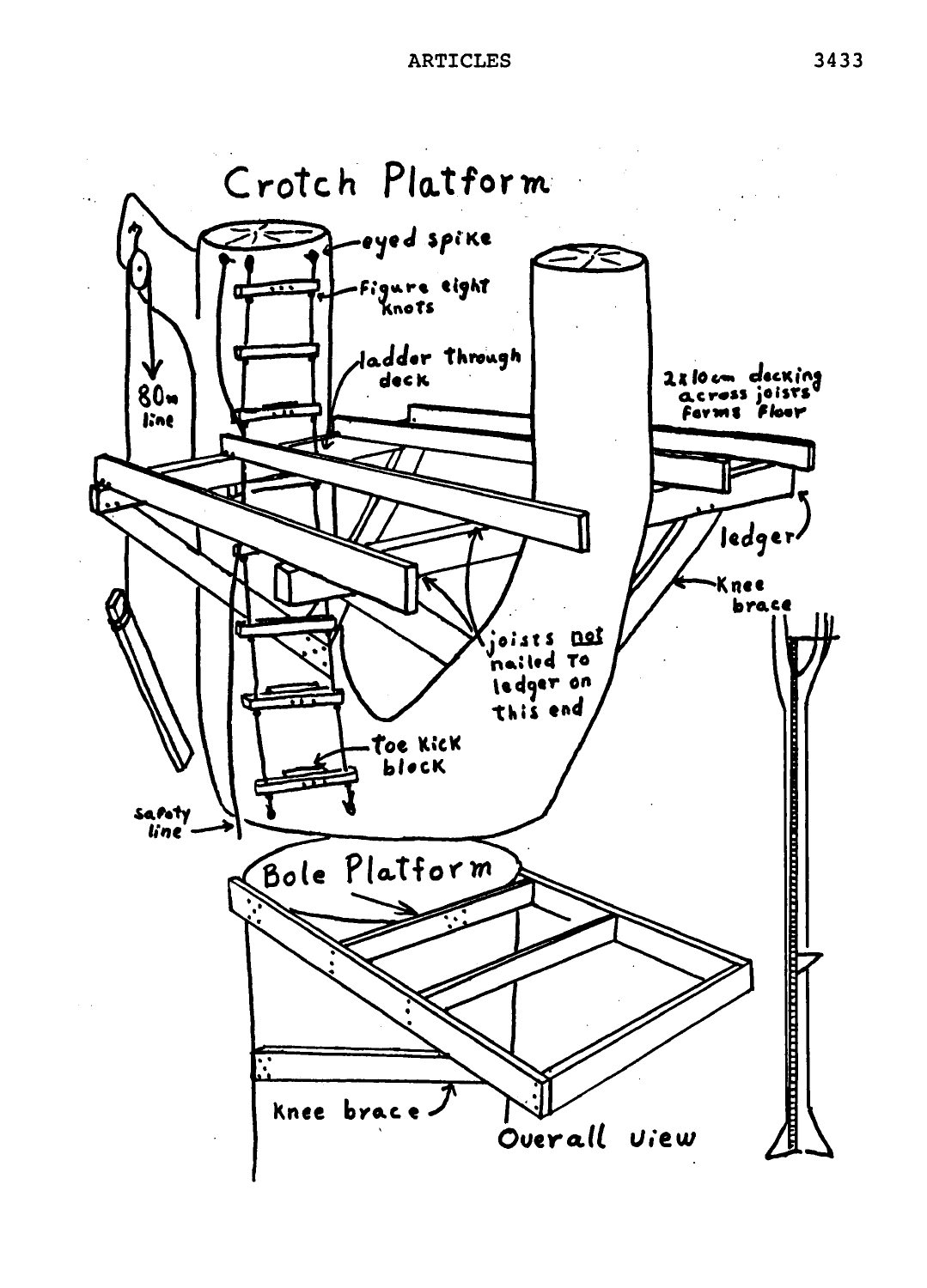Crotch Platform

eyed spike

Figure eight knots

ladder through deck

80m line

2x10cm decking across joists forms floor

ledger

Knee brace

joists not nailed to ledger on this end

Toe kick block

safety line

Bole Platform

Knee brace

Overall view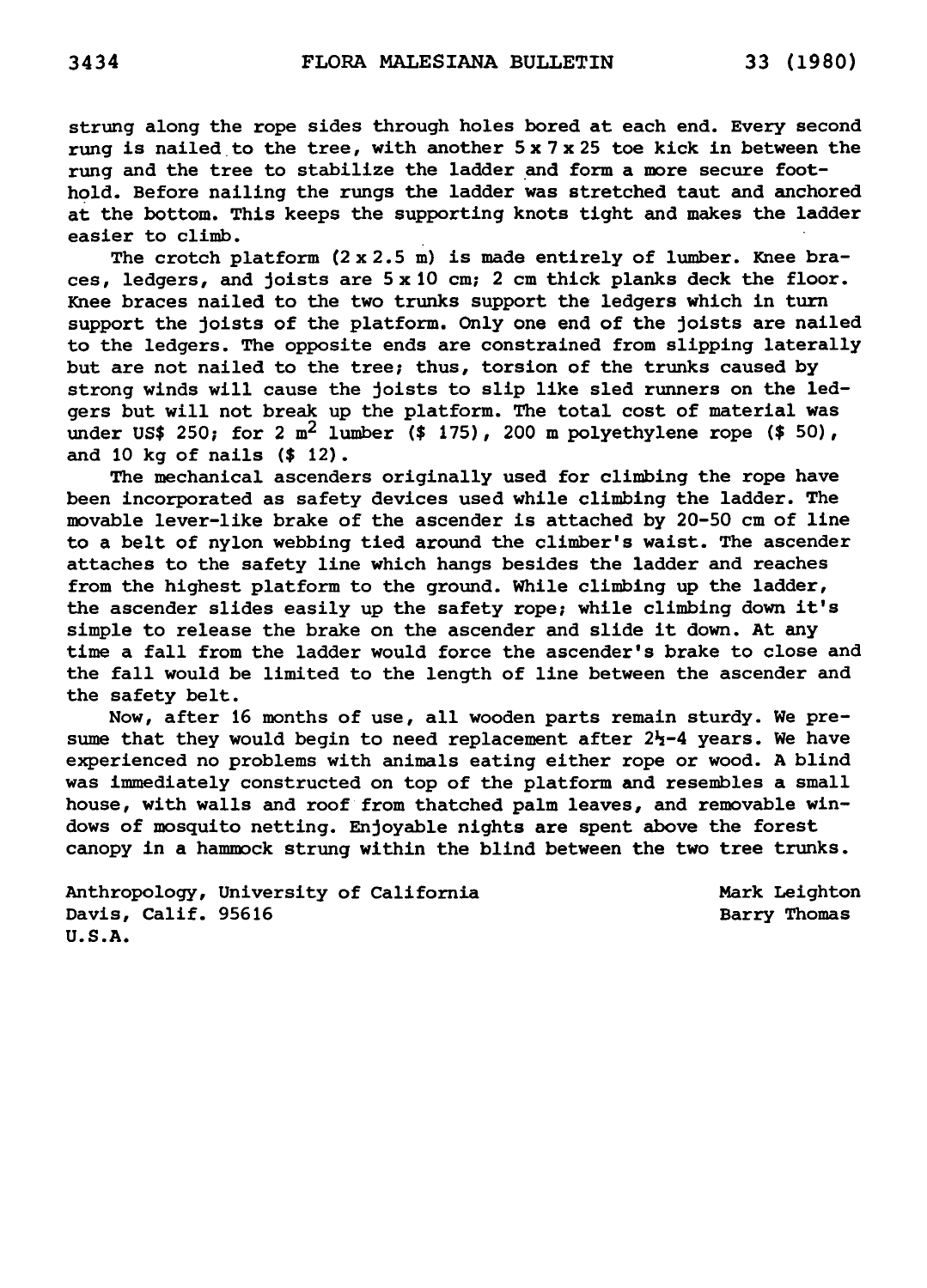strung along the rope sides through holes bored at each end. Every second rung is nailed to the tree, with another 5 x 7 x 25 toe kick in between the rung and the tree to stabilize the ladder and form a more secure foothold. Before nailing the rungs the ladder was stretched taut and anchored at the bottom. This keeps the supporting knots tight and makes the ladder easier to climb.

The crotch platform (2 x 2.5 m) is made entirely of lumber. Knee braces, ledgers, and joists are 5 x 10 cm; 2 cm thick planks deck the floor. Knee braces nailed to the two trunks support the ledgers which in turn support the joists of the platform. Only one end of the joists are nailed to the ledgers. The opposite ends are constrained from slipping laterally but are not nailed to the tree; thus, torsion of the trunks caused by strong winds will cause the joists to slip like sled runners on the ledgers but will not break up the platform. The total cost of material was under US$ 250; for 2 m$^2$ lumber ($ 175), 200 m polyethylene rope ($ 50), and 10 kg of nails ($ 12).

The mechanical ascenders originally used for climbing the rope have been incorporated as safety devices used while climbing the ladder. The movable lever-like brake of the ascender is attached by 20-50 cm of line to a belt of nylon webbing tied around the climber's waist. The ascender attaches to the safety line which hangs besides the ladder and reaches from the highest platform to the ground. While climbing up the ladder, the ascender slides easily up the safety rope; while climbing down it's simple to release the brake on the ascender and slide it down. At any time a fall from the ladder would force the ascender's brake to close and the fall would be limited to the length of line between the ascender and the safety belt.

Now, after 16 months of use, all wooden parts remain sturdy. We presume that they would begin to need replacement after 2½-4 years. We have experienced no problems with animals eating either rope or wood. A blind was immediately constructed on top of the platform and resembles a small house, with walls and roof from thatched palm leaves, and removable windows of mosquito netting. Enjoyable nights are spent above the forest canopy in a hammock strung within the blind between the two tree trunks.

Anthropology, University of California
Davis, Calif. 95616
U.S.A.

Mark Leighton
Barry Thomas